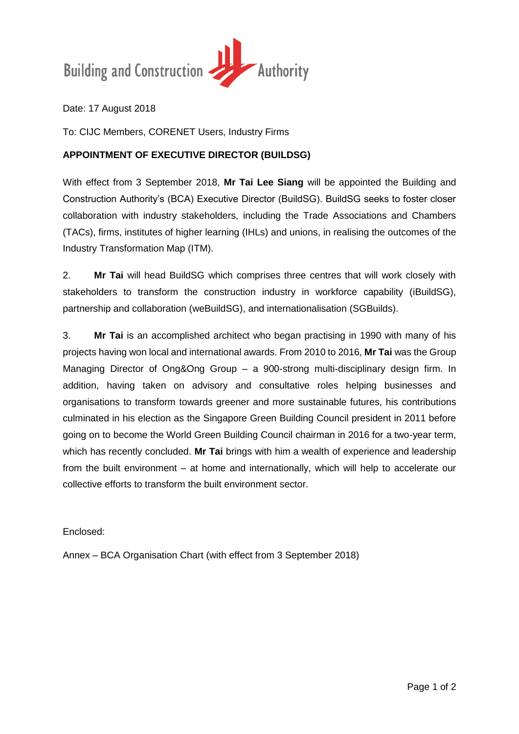Building and Construction Authority

Date: 17 August 2018

To: CIJC Members, CORENET Users, Industry Firms

**APPOINTMENT OF EXECUTIVE DIRECTOR (BUILDSG)**

With effect from 3 September 2018, **Mr Tai Lee Siang** will be appointed the Building and Construction Authority's (BCA) Executive Director (BuildSG). BuildSG seeks to foster closer collaboration with industry stakeholders, including the Trade Associations and Chambers (TACs), firms, institutes of higher learning (IHLs) and unions, in realising the outcomes of the Industry Transformation Map (ITM).

2. **Mr Tai** will head BuildSG which comprises three centres that will work closely with stakeholders to transform the construction industry in workforce capability (iBuildSG), partnership and collaboration (weBuildSG), and internationalisation (SGBuilds).

3. **Mr Tai** is an accomplished architect who began practising in 1990 with many of his projects having won local and international awards. From 2010 to 2016, **Mr Tai** was the Group Managing Director of Ong&Ong Group – a 900-strong multi-disciplinary design firm. In addition, having taken on advisory and consultative roles helping businesses and organisations to transform towards greener and more sustainable futures, his contributions culminated in his election as the Singapore Green Building Council president in 2011 before going on to become the World Green Building Council chairman in 2016 for a two-year term, which has recently concluded. **Mr Tai** brings with him a wealth of experience and leadership from the built environment – at home and internationally, which will help to accelerate our collective efforts to transform the built environment sector.

Enclosed:

Annex – BCA Organisation Chart (with effect from 3 September 2018)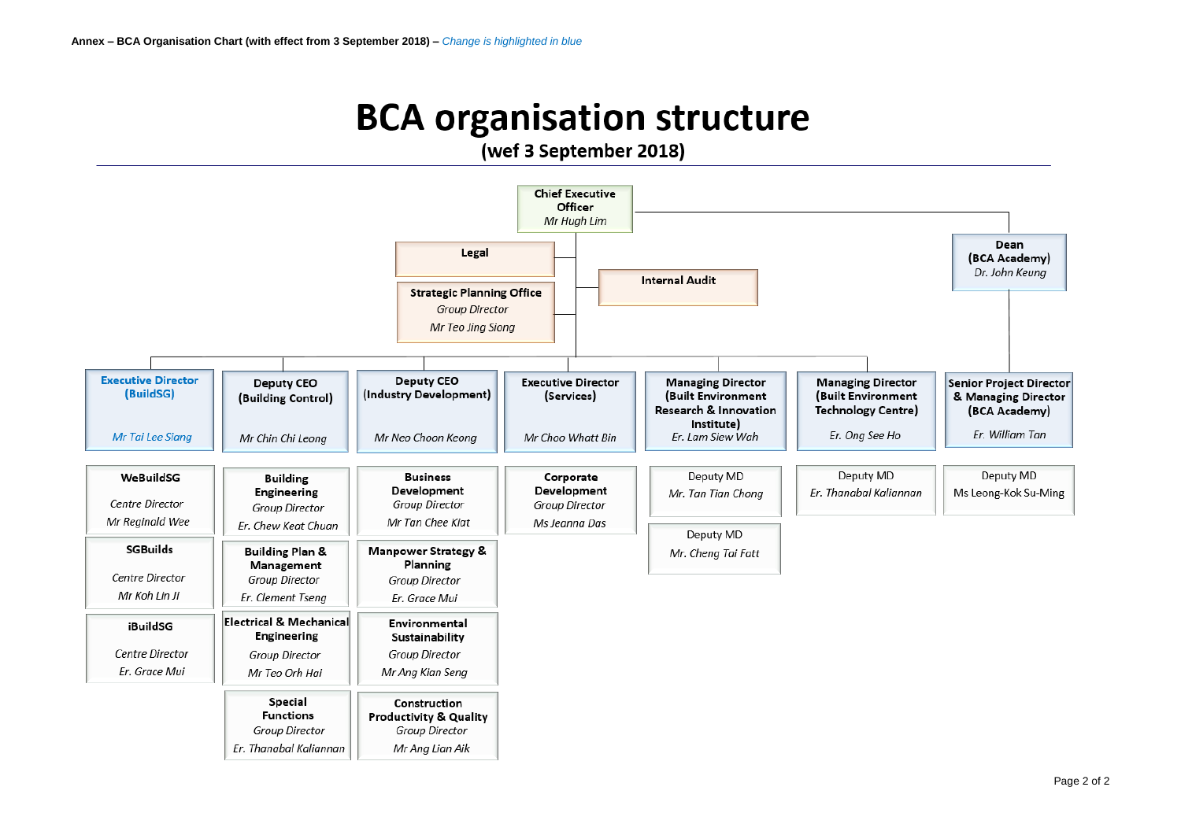Annex – BCA Organisation Chart (with effect from 3 September 2018) – *Change is highlighted in blue*

# BCA organisation structure

## (wef 3 September 2018)

**Chief Executive Officer**
*Mr Hugh Lim*

**Legal**

**Strategic Planning Office**
*Group Director*
*Mr Teo Jing Siong*

**Internal Audit**

**Dean (BCA Academy)**
*Dr. John Keung*

**Executive Director (BuildSG)**
*Mr Tai Lee Siang*

- **WeBuildSG** – *Centre Director* – *Mr Reginald Wee*
- **SGBuilds** – *Centre Director* – *Mr Koh Lin Ji*
- **iBuildSG** – *Centre Director* – *Er. Grace Mui*

**Deputy CEO (Building Control)**
*Mr Chin Chi Leong*

- **Building Engineering** – *Group Director* – *Er. Chew Keat Chuan*
- **Building Plan & Management** – *Group Director* – *Er. Clement Tseng*
- **Electrical & Mechanical Engineering** – *Group Director* – *Mr Teo Orh Hai*
- **Special Functions** – *Group Director* – *Er. Thanabal Kaliannan*

**Deputy CEO (Industry Development)**
*Mr Neo Choon Keong*

- **Business Development** – *Group Director* – *Mr Tan Chee Kiat*
- **Manpower Strategy & Planning** – *Group Director* – *Er. Grace Mui*
- **Environmental Sustainability** – *Group Director* – *Mr Ang Kian Seng*
- **Construction Productivity & Quality** – *Group Director* – *Mr Ang Lian Aik*

**Executive Director (Services)**
*Mr Choo Whatt Bin*

- **Corporate Development** – *Group Director* – *Ms Jeanna Das*

**Managing Director (Built Environment Research & Innovation Institute)**
*Er. Lam Siew Wah*

- Deputy MD – *Mr. Tan Tian Chong*
- Deputy MD – *Mr. Cheng Tai Fatt*

**Managing Director (Built Environment Technology Centre)**
*Er. Ong See Ho*

- Deputy MD – *Er. Thanabal Kaliannan*

**Senior Project Director & Managing Director (BCA Academy)**
*Er. William Tan*

- Deputy MD – Ms Leong-Kok Su-Ming